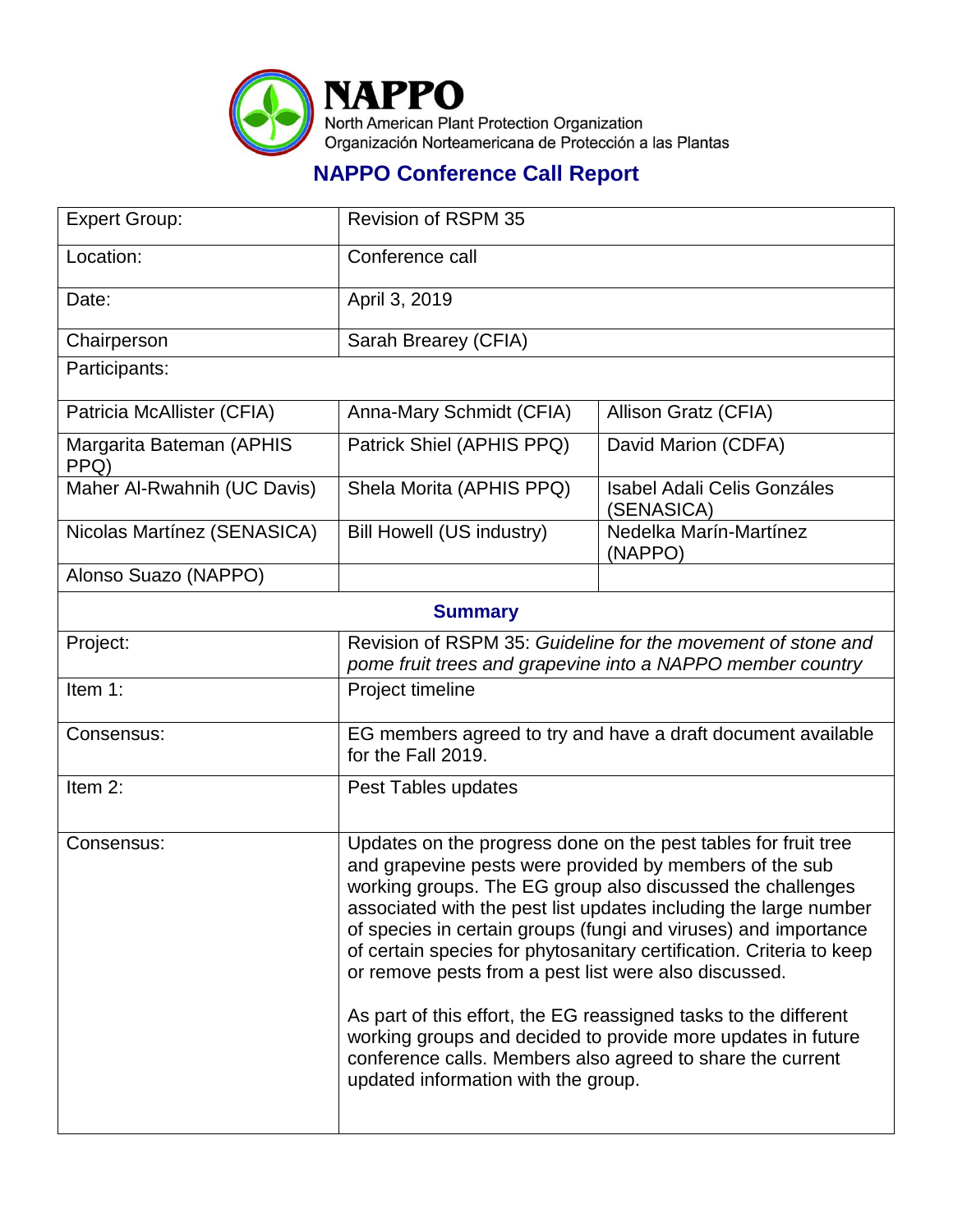**NAPPO**
North American Plant Protection Organization
Organización Norteamericana de Protección a las Plantas

## NAPPO Conference Call Report

| | | |
|---|---|---|
| Expert Group: | Revision of RSPM 35 | |
| Location: | Conference call | |
| Date: | April 3, 2019 | |
| Chairperson | Sarah Brearey (CFIA) | |
| Participants: | | |
| Patricia McAllister (CFIA) | Anna-Mary Schmidt (CFIA) | Allison Gratz (CFIA) |
| Margarita Bateman (APHIS PPQ) | Patrick Shiel (APHIS PPQ) | David Marion (CDFA) |
| Maher Al-Rwahnih (UC Davis) | Shela Morita (APHIS PPQ) | Isabel Adali Celis Gonzáles (SENASICA) |
| Nicolas Martínez (SENASICA) | Bill Howell (US industry) | Nedelka Marín-Martínez (NAPPO) |
| Alonso Suazo (NAPPO) | | |

### Summary

| | |
|---|---|
| Project: | Revision of RSPM 35: *Guideline for the movement of stone and pome fruit trees and grapevine into a NAPPO member country* |
| Item 1: | Project timeline |
| Consensus: | EG members agreed to try and have a draft document available for the Fall 2019. |
| Item 2: | Pest Tables updates |
| Consensus: | Updates on the progress done on the pest tables for fruit tree and grapevine pests were provided by members of the sub working groups. The EG group also discussed the challenges associated with the pest list updates including the large number of species in certain groups (fungi and viruses) and importance of certain species for phytosanitary certification. Criteria to keep or remove pests from a pest list were also discussed.<br><br>As part of this effort, the EG reassigned tasks to the different working groups and decided to provide more updates in future conference calls. Members also agreed to share the current updated information with the group. |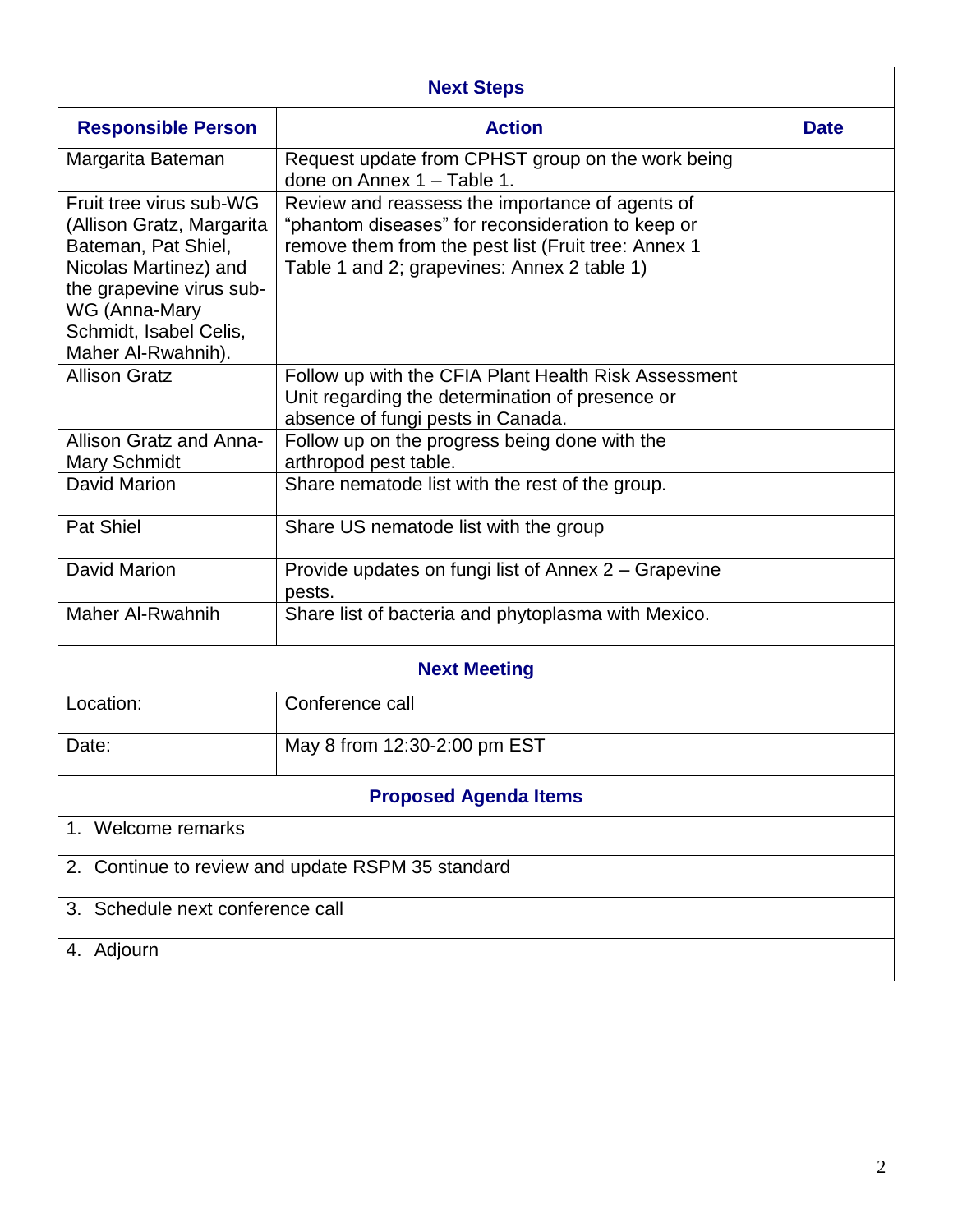## Next Steps

| Responsible Person | Action | Date |
|---|---|---|
| Margarita Bateman | Request update from CPHST group on the work being done on Annex 1 – Table 1. | |
| Fruit tree virus sub-WG (Allison Gratz, Margarita Bateman, Pat Shiel, Nicolas Martinez) and the grapevine virus sub-WG (Anna-Mary Schmidt, Isabel Celis, Maher Al-Rwahnih). | Review and reassess the importance of agents of "phantom diseases" for reconsideration to keep or remove them from the pest list (Fruit tree: Annex 1 Table 1 and 2; grapevines: Annex 2 table 1) | |
| Allison Gratz | Follow up with the CFIA Plant Health Risk Assessment Unit regarding the determination of presence or absence of fungi pests in Canada. | |
| Allison Gratz and Anna-Mary Schmidt | Follow up on the progress being done with the arthropod pest table. | |
| David Marion | Share nematode list with the rest of the group. | |
| Pat Shiel | Share US nematode list with the group | |
| David Marion | Provide updates on fungi list of Annex 2 – Grapevine pests. | |
| Maher Al-Rwahnih | Share list of bacteria and phytoplasma with Mexico. | |

## Next Meeting

| | |
|---|---|
| Location: | Conference call |
| Date: | May 8 from 12:30-2:00 pm EST |

## Proposed Agenda Items

1. Welcome remarks
2. Continue to review and update RSPM 35 standard
3. Schedule next conference call
4. Adjourn